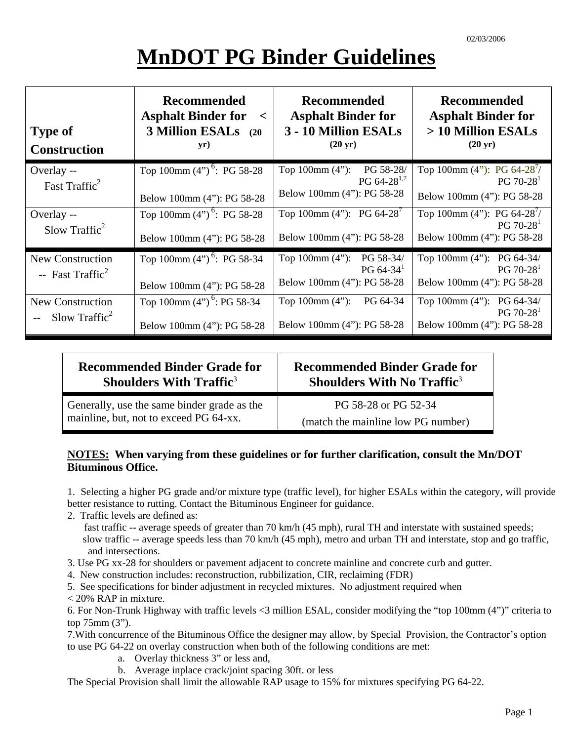02/03/2006

# MnDOT PG Binder Guidelines

| Type of Construction | Recommended Asphalt Binder for < 3 Million ESALs (20 yr) | Recommended Asphalt Binder for 3 - 10 Million ESALs (20 yr) | Recommended Asphalt Binder for > 10 Million ESALs (20 yr) |
|---|---|---|---|
| Overlay -- Fast Traffic[2] | Top 100mm (4”)[6]: PG 58-28<br>Below 100mm (4”): PG 58-28 | Top 100mm (4”): PG 58-28/ PG 64-28[1,7]<br>Below 100mm (4”): PG 58-28 | Top 100mm (4”): PG 64-28[7]/ PG 70-28[1]<br>Below 100mm (4”): PG 58-28 |
| Overlay -- Slow Traffic[2] | Top 100mm (4”)[6]: PG 58-28<br>Below 100mm (4”): PG 58-28 | Top 100mm (4”): PG 64-28[7]<br>Below 100mm (4”): PG 58-28 | Top 100mm (4”): PG 64-28[7]/ PG 70-28[1]<br>Below 100mm (4”): PG 58-28 |
| New Construction -- Fast Traffic[2] | Top 100mm (4”)[6]: PG 58-34<br>Below 100mm (4”): PG 58-28 | Top 100mm (4”): PG 58-34/ PG 64-34[1]<br>Below 100mm (4”): PG 58-28 | Top 100mm (4”): PG 64-34/ PG 70-28[1]<br>Below 100mm (4”): PG 58-28 |
| New Construction -- Slow Traffic[2] | Top 100mm (4”)[6]: PG 58-34<br>Below 100mm (4”): PG 58-28 | Top 100mm (4”): PG 64-34<br>Below 100mm (4”): PG 58-28 | Top 100mm (4”): PG 64-34/ PG 70-28[1]<br>Below 100mm (4”): PG 58-28 |

| Recommended Binder Grade for Shoulders With Traffic[3] | Recommended Binder Grade for Shoulders With No Traffic[3] |
|---|---|
| Generally, use the same binder grade as the mainline, but, not to exceed PG 64-xx. | PG 58-28 or PG 52-34<br>(match the mainline low PG number) |

**NOTES: When varying from these guidelines or for further clarification, consult the Mn/DOT Bituminous Office.**

1. Selecting a higher PG grade and/or mixture type (traffic level), for higher ESALs within the category, will provide better resistance to rutting. Contact the Bituminous Engineer for guidance.
2. Traffic levels are defined as:
   fast traffic -- average speeds of greater than 70 km/h (45 mph), rural TH and interstate with sustained speeds;
   slow traffic -- average speeds less than 70 km/h (45 mph), metro and urban TH and interstate, stop and go traffic, and intersections.
3. Use PG xx-28 for shoulders or pavement adjacent to concrete mainline and concrete curb and gutter.
4. New construction includes: reconstruction, rubbilization, CIR, reclaiming (FDR)
5. See specifications for binder adjustment in recycled mixtures. No adjustment required when < 20% RAP in mixture.
6. For Non-Trunk Highway with traffic levels <3 million ESAL, consider modifying the “top 100mm (4”)” criteria to top 75mm (3”).
7. With concurrence of the Bituminous Office the designer may allow, by Special Provision, the Contractor’s option to use PG 64-22 on overlay construction when both of the following conditions are met:
   a. Overlay thickness 3” or less and,
   b. Average inplace crack/joint spacing 30ft. or less

The Special Provision shall limit the allowable RAP usage to 15% for mixtures specifying PG 64-22.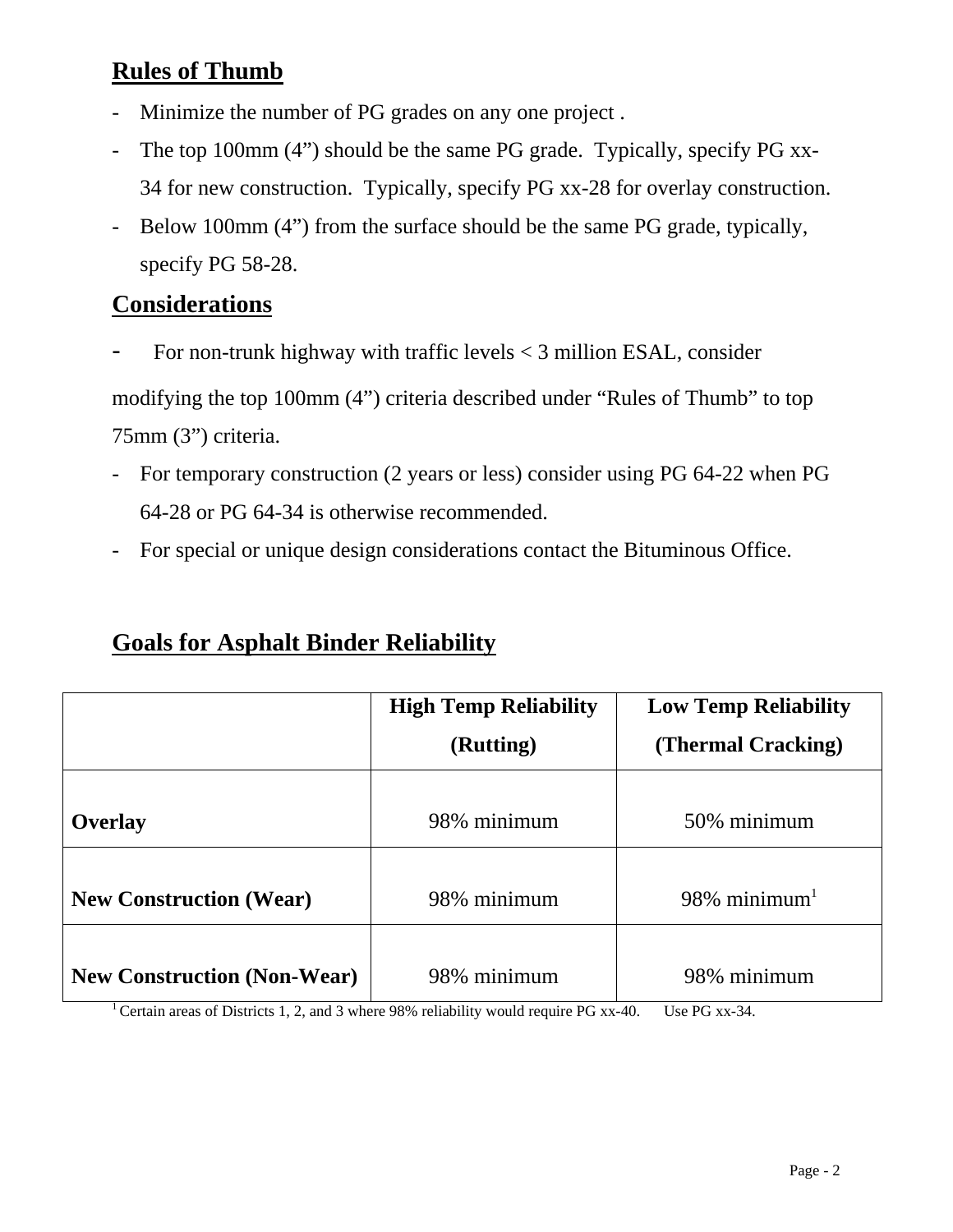## Rules of Thumb

- Minimize the number of PG grades on any one project .
- The top 100mm (4") should be the same PG grade. Typically, specify PG xx-34 for new construction. Typically, specify PG xx-28 for overlay construction.
- Below 100mm (4") from the surface should be the same PG grade, typically, specify PG 58-28.

## Considerations

- For non-trunk highway with traffic levels < 3 million ESAL, consider modifying the top 100mm (4") criteria described under "Rules of Thumb" to top 75mm (3") criteria.
- For temporary construction (2 years or less) consider using PG 64-22 when PG 64-28 or PG 64-34 is otherwise recommended.
- For special or unique design considerations contact the Bituminous Office.

## Goals for Asphalt Binder Reliability

| | High Temp Reliability (Rutting) | Low Temp Reliability (Thermal Cracking) |
|---|---|---|
| **Overlay** | 98% minimum | 50% minimum |
| **New Construction (Wear)** | 98% minimum | 98% minimum[1] |
| **New Construction (Non-Wear)** | 98% minimum | 98% minimum |

[1] Certain areas of Districts 1, 2, and 3 where 98% reliability would require PG xx-40. Use PG xx-34.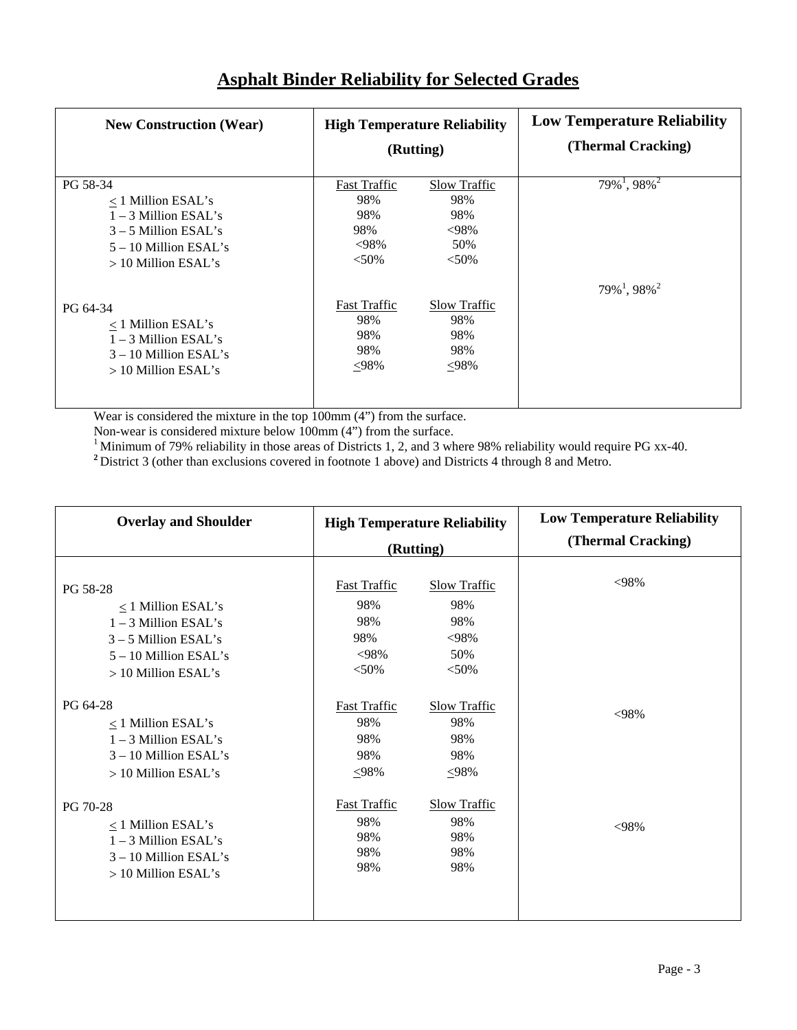# Asphalt Binder Reliability for Selected Grades

| New Construction (Wear) | High Temperature Reliability (Rutting) | | Low Temperature Reliability (Thermal Cracking) |
|---|---|---|---|
| | Fast Traffic | Slow Traffic | |
| **PG 58-34** | | | 79%[1], 98%[2] |
| ≤ 1 Million ESAL's | 98% | 98% | |
| 1 – 3 Million ESAL's | 98% | 98% | |
| 3 – 5 Million ESAL's | 98% | <98% | |
| 5 – 10 Million ESAL's | <98% | 50% | |
| > 10 Million ESAL's | <50% | <50% | |
| **PG 64-34** | | | 79%[1], 98%[2] |
| ≤ 1 Million ESAL's | 98% | 98% | |
| 1 – 3 Million ESAL's | 98% | 98% | |
| 3 – 10 Million ESAL's | 98% | 98% | |
| > 10 Million ESAL's | ≤98% | ≤98% | |

Wear is considered the mixture in the top 100mm (4") from the surface.

Non-wear is considered mixture below 100mm (4") from the surface.

[1] Minimum of 79% reliability in those areas of Districts 1, 2, and 3 where 98% reliability would require PG xx-40.

[2] District 3 (other than exclusions covered in footnote 1 above) and Districts 4 through 8 and Metro.

| Overlay and Shoulder | High Temperature Reliability (Rutting) | | Low Temperature Reliability (Thermal Cracking) |
|---|---|---|---|
| | Fast Traffic | Slow Traffic | |
| **PG 58-28** | | | <98% |
| ≤ 1 Million ESAL's | 98% | 98% | |
| 1 – 3 Million ESAL's | 98% | 98% | |
| 3 – 5 Million ESAL's | 98% | <98% | |
| 5 – 10 Million ESAL's | <98% | 50% | |
| > 10 Million ESAL's | <50% | <50% | |
| **PG 64-28** | | | <98% |
| ≤ 1 Million ESAL's | 98% | 98% | |
| 1 – 3 Million ESAL's | 98% | 98% | |
| 3 – 10 Million ESAL's | 98% | 98% | |
| > 10 Million ESAL's | ≤98% | ≤98% | |
| **PG 70-28** | | | <98% |
| ≤ 1 Million ESAL's | 98% | 98% | |
| 1 – 3 Million ESAL's | 98% | 98% | |
| 3 – 10 Million ESAL's | 98% | 98% | |
| > 10 Million ESAL's | 98% | 98% | |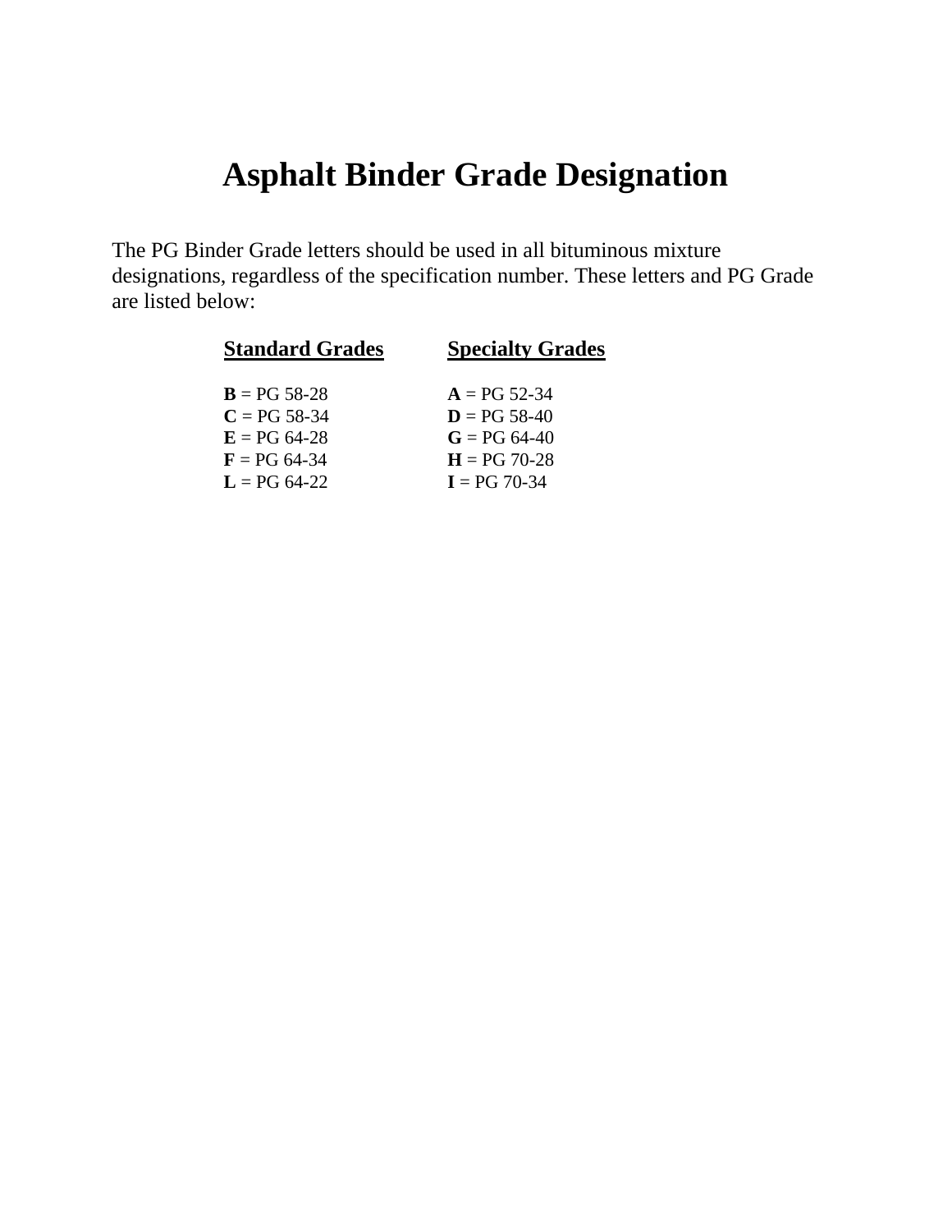# Asphalt Binder Grade Designation

The PG Binder Grade letters should be used in all bituminous mixture designations, regardless of the specification number. These letters and PG Grade are listed below:

| Standard Grades | Specialty Grades |
|---|---|
| **B** = PG 58-28 | **A** = PG 52-34 |
| **C** = PG 58-34 | **D** = PG 58-40 |
| **E** = PG 64-28 | **G** = PG 64-40 |
| **F** = PG 64-34 | **H** = PG 70-28 |
| **L** = PG 64-22 | **I** = PG 70-34 |